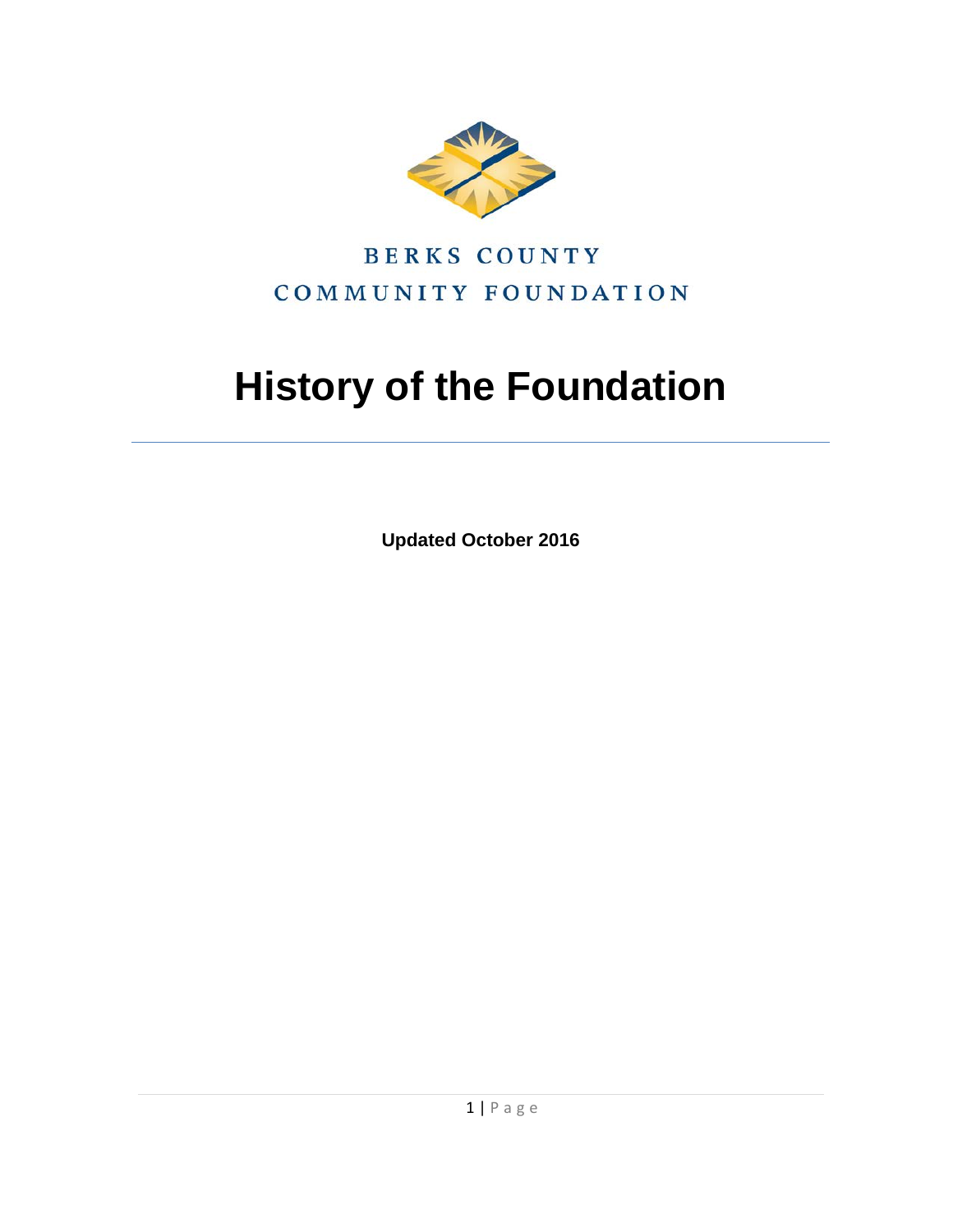BERKS COUNTY
COMMUNITY FOUNDATION

# History of the Foundation

**Updated October 2016**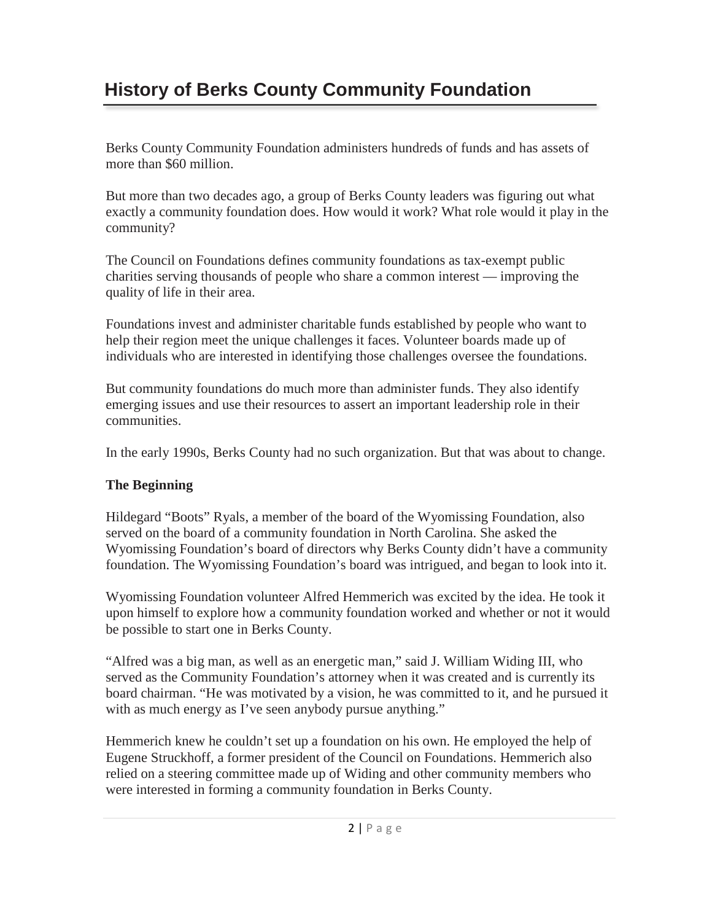# History of Berks County Community Foundation

Berks County Community Foundation administers hundreds of funds and has assets of more than $60 million.

But more than two decades ago, a group of Berks County leaders was figuring out what exactly a community foundation does. How would it work? What role would it play in the community?

The Council on Foundations defines community foundations as tax-exempt public charities serving thousands of people who share a common interest — improving the quality of life in their area.

Foundations invest and administer charitable funds established by people who want to help their region meet the unique challenges it faces. Volunteer boards made up of individuals who are interested in identifying those challenges oversee the foundations.

But community foundations do much more than administer funds. They also identify emerging issues and use their resources to assert an important leadership role in their communities.

In the early 1990s, Berks County had no such organization. But that was about to change.

**The Beginning**

Hildegard "Boots" Ryals, a member of the board of the Wyomissing Foundation, also served on the board of a community foundation in North Carolina. She asked the Wyomissing Foundation's board of directors why Berks County didn't have a community foundation. The Wyomissing Foundation's board was intrigued, and began to look into it.

Wyomissing Foundation volunteer Alfred Hemmerich was excited by the idea. He took it upon himself to explore how a community foundation worked and whether or not it would be possible to start one in Berks County.

"Alfred was a big man, as well as an energetic man," said J. William Widing III, who served as the Community Foundation's attorney when it was created and is currently its board chairman. "He was motivated by a vision, he was committed to it, and he pursued it with as much energy as I've seen anybody pursue anything."

Hemmerich knew he couldn't set up a foundation on his own. He employed the help of Eugene Struckhoff, a former president of the Council on Foundations. Hemmerich also relied on a steering committee made up of Widing and other community members who were interested in forming a community foundation in Berks County.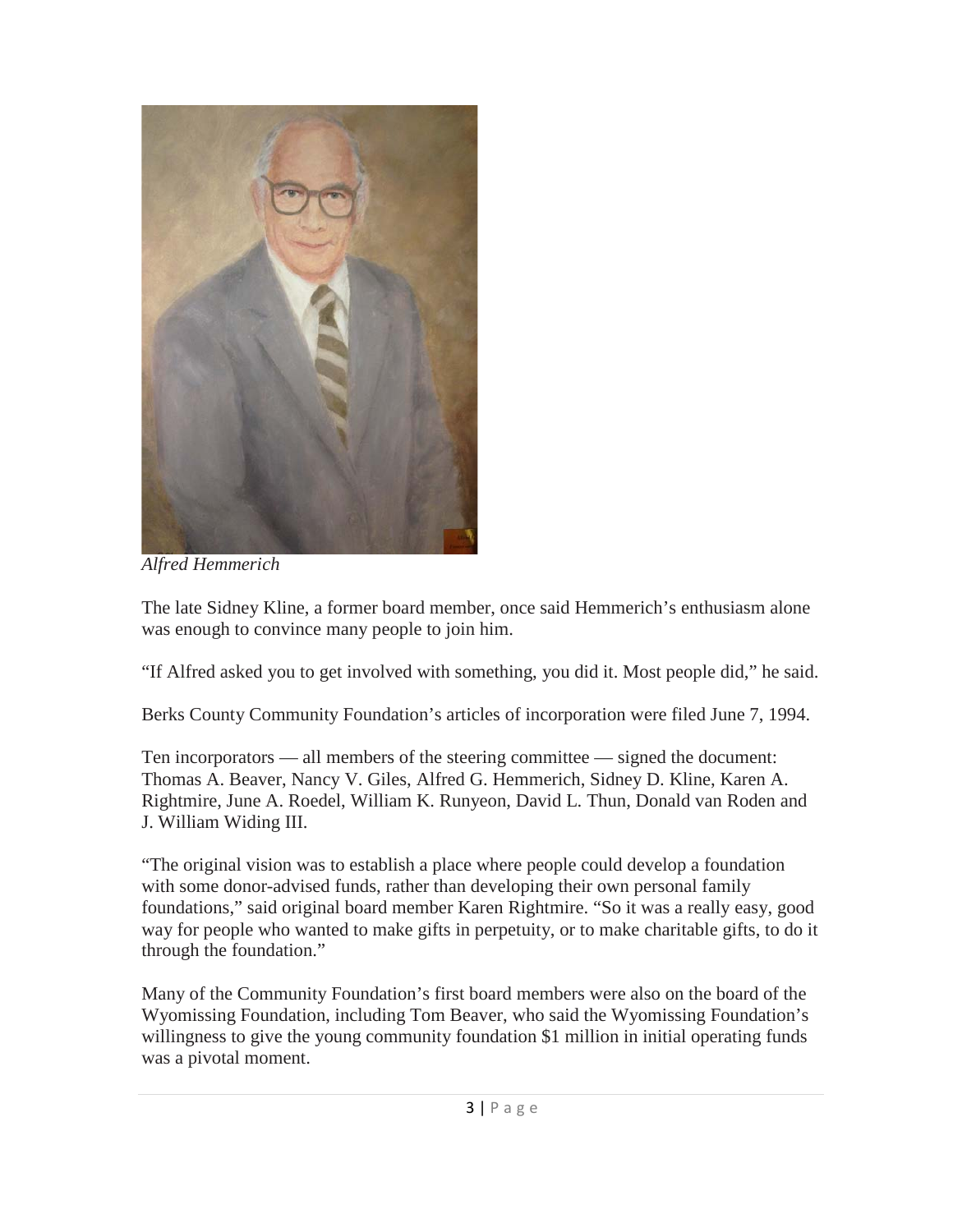*Alfred Hemmerich*

The late Sidney Kline, a former board member, once said Hemmerich's enthusiasm alone was enough to convince many people to join him.

"If Alfred asked you to get involved with something, you did it. Most people did," he said.

Berks County Community Foundation's articles of incorporation were filed June 7, 1994.

Ten incorporators — all members of the steering committee — signed the document: Thomas A. Beaver, Nancy V. Giles, Alfred G. Hemmerich, Sidney D. Kline, Karen A. Rightmire, June A. Roedel, William K. Runyeon, David L. Thun, Donald van Roden and J. William Widing III.

"The original vision was to establish a place where people could develop a foundation with some donor-advised funds, rather than developing their own personal family foundations," said original board member Karen Rightmire. "So it was a really easy, good way for people who wanted to make gifts in perpetuity, or to make charitable gifts, to do it through the foundation."

Many of the Community Foundation's first board members were also on the board of the Wyomissing Foundation, including Tom Beaver, who said the Wyomissing Foundation's willingness to give the young community foundation $1 million in initial operating funds was a pivotal moment.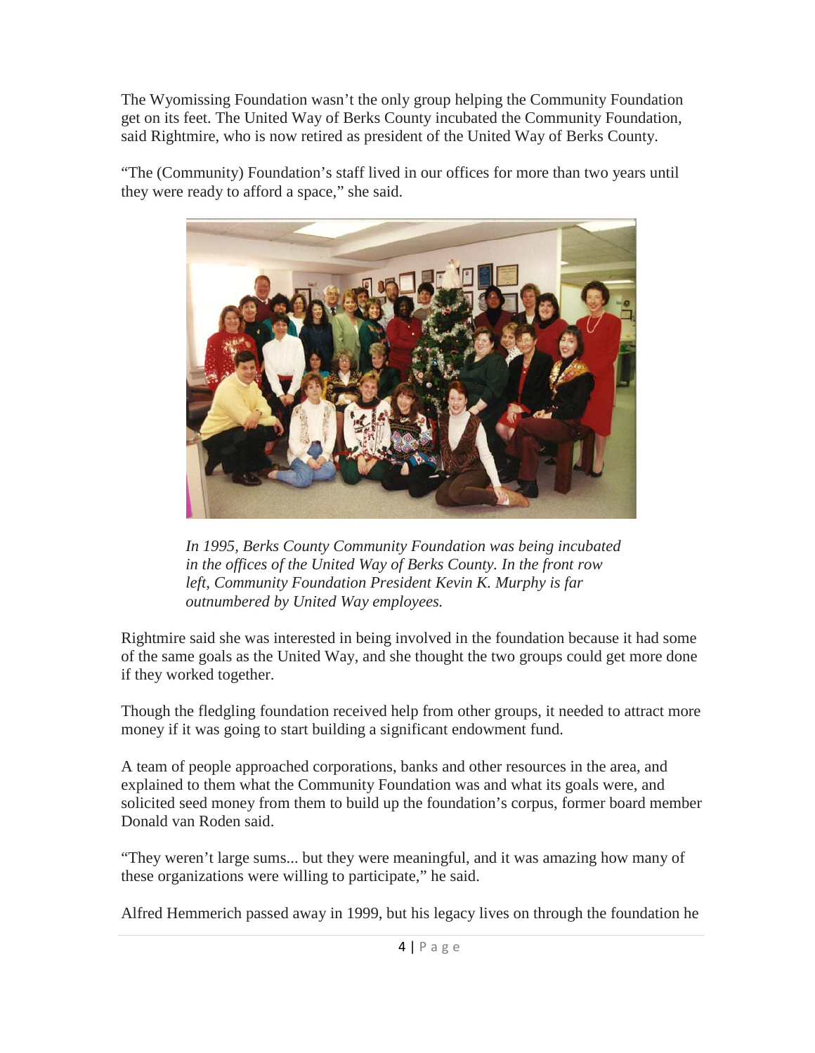The Wyomissing Foundation wasn't the only group helping the Community Foundation get on its feet. The United Way of Berks County incubated the Community Foundation, said Rightmire, who is now retired as president of the United Way of Berks County.

"The (Community) Foundation's staff lived in our offices for more than two years until they were ready to afford a space," she said.

*In 1995, Berks County Community Foundation was being incubated in the offices of the United Way of Berks County. In the front row left, Community Foundation President Kevin K. Murphy is far outnumbered by United Way employees.*

Rightmire said she was interested in being involved in the foundation because it had some of the same goals as the United Way, and she thought the two groups could get more done if they worked together.

Though the fledgling foundation received help from other groups, it needed to attract more money if it was going to start building a significant endowment fund.

A team of people approached corporations, banks and other resources in the area, and explained to them what the Community Foundation was and what its goals were, and solicited seed money from them to build up the foundation's corpus, former board member Donald van Roden said.

"They weren't large sums... but they were meaningful, and it was amazing how many of these organizations were willing to participate," he said.

Alfred Hemmerich passed away in 1999, but his legacy lives on through the foundation he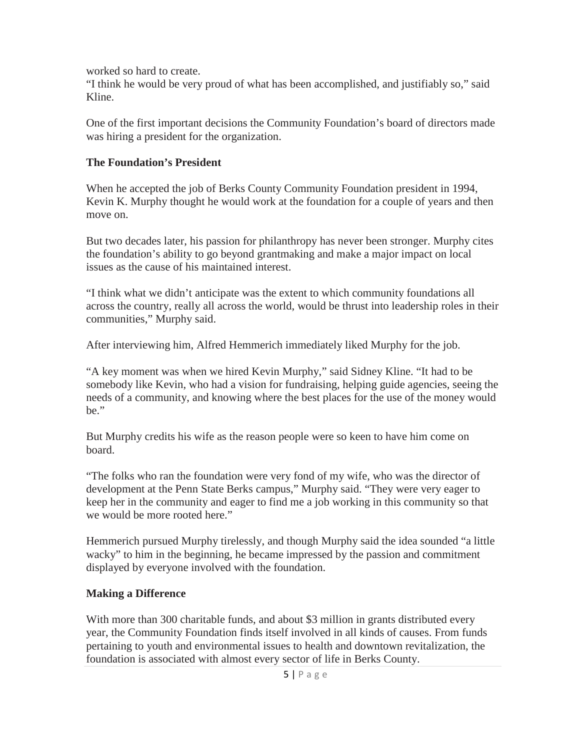worked so hard to create.

"I think he would be very proud of what has been accomplished, and justifiably so," said Kline.

One of the first important decisions the Community Foundation's board of directors made was hiring a president for the organization.

### The Foundation's President

When he accepted the job of Berks County Community Foundation president in 1994, Kevin K. Murphy thought he would work at the foundation for a couple of years and then move on.

But two decades later, his passion for philanthropy has never been stronger. Murphy cites the foundation's ability to go beyond grantmaking and make a major impact on local issues as the cause of his maintained interest.

"I think what we didn't anticipate was the extent to which community foundations all across the country, really all across the world, would be thrust into leadership roles in their communities," Murphy said.

After interviewing him, Alfred Hemmerich immediately liked Murphy for the job.

"A key moment was when we hired Kevin Murphy," said Sidney Kline. "It had to be somebody like Kevin, who had a vision for fundraising, helping guide agencies, seeing the needs of a community, and knowing where the best places for the use of the money would be."

But Murphy credits his wife as the reason people were so keen to have him come on board.

"The folks who ran the foundation were very fond of my wife, who was the director of development at the Penn State Berks campus," Murphy said. "They were very eager to keep her in the community and eager to find me a job working in this community so that we would be more rooted here."

Hemmerich pursued Murphy tirelessly, and though Murphy said the idea sounded "a little wacky" to him in the beginning, he became impressed by the passion and commitment displayed by everyone involved with the foundation.

### Making a Difference

With more than 300 charitable funds, and about $3 million in grants distributed every year, the Community Foundation finds itself involved in all kinds of causes. From funds pertaining to youth and environmental issues to health and downtown revitalization, the foundation is associated with almost every sector of life in Berks County.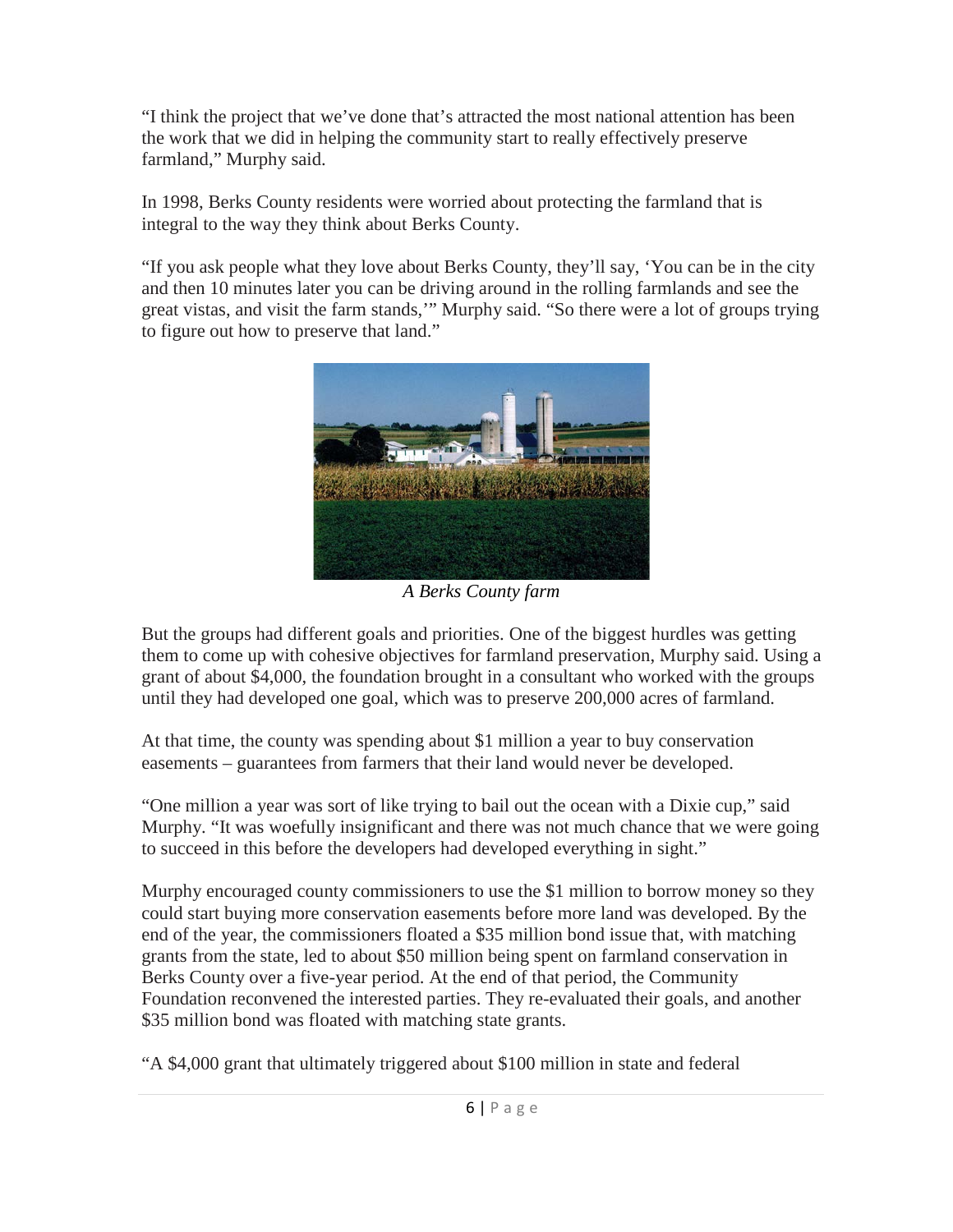"I think the project that we've done that's attracted the most national attention has been the work that we did in helping the community start to really effectively preserve farmland," Murphy said.

In 1998, Berks County residents were worried about protecting the farmland that is integral to the way they think about Berks County.

"If you ask people what they love about Berks County, they'll say, 'You can be in the city and then 10 minutes later you can be driving around in the rolling farmlands and see the great vistas, and visit the farm stands,'" Murphy said. "So there were a lot of groups trying to figure out how to preserve that land."

*A Berks County farm*

But the groups had different goals and priorities. One of the biggest hurdles was getting them to come up with cohesive objectives for farmland preservation, Murphy said. Using a grant of about $4,000, the foundation brought in a consultant who worked with the groups until they had developed one goal, which was to preserve 200,000 acres of farmland.

At that time, the county was spending about $1 million a year to buy conservation easements – guarantees from farmers that their land would never be developed.

"One million a year was sort of like trying to bail out the ocean with a Dixie cup," said Murphy. "It was woefully insignificant and there was not much chance that we were going to succeed in this before the developers had developed everything in sight."

Murphy encouraged county commissioners to use the $1 million to borrow money so they could start buying more conservation easements before more land was developed. By the end of the year, the commissioners floated a $35 million bond issue that, with matching grants from the state, led to about $50 million being spent on farmland conservation in Berks County over a five-year period. At the end of that period, the Community Foundation reconvened the interested parties. They re-evaluated their goals, and another $35 million bond was floated with matching state grants.

"A $4,000 grant that ultimately triggered about $100 million in state and federal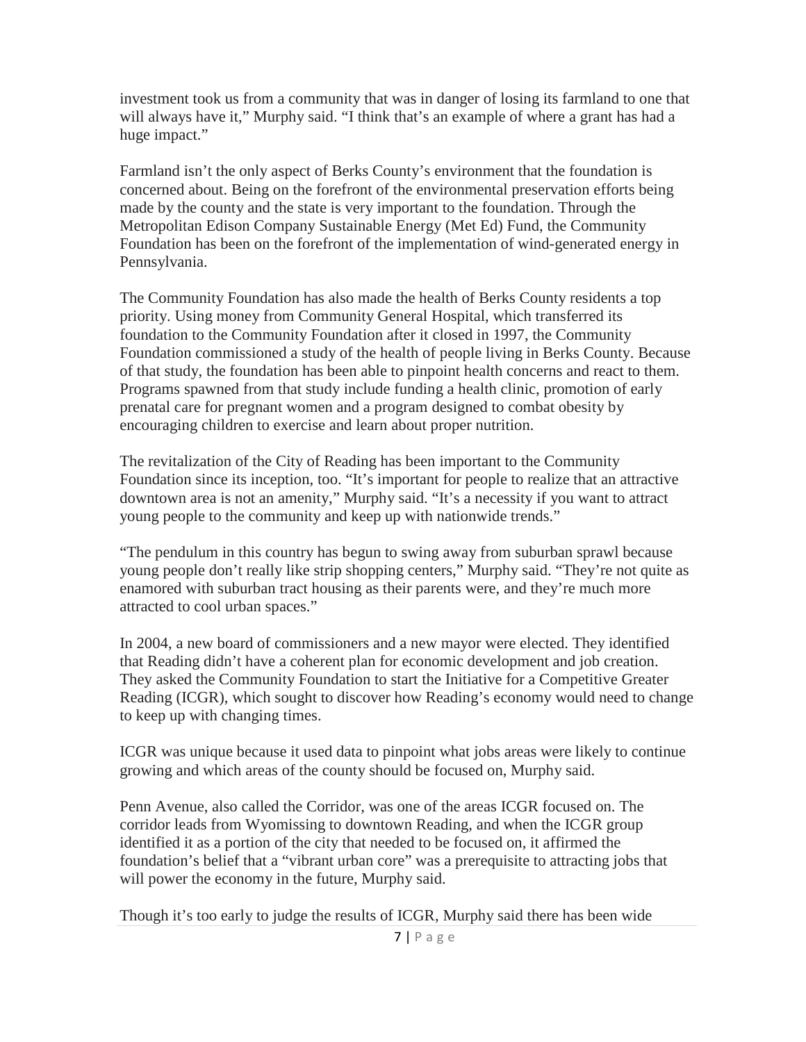investment took us from a community that was in danger of losing its farmland to one that will always have it," Murphy said. "I think that's an example of where a grant has had a huge impact."

Farmland isn't the only aspect of Berks County's environment that the foundation is concerned about. Being on the forefront of the environmental preservation efforts being made by the county and the state is very important to the foundation. Through the Metropolitan Edison Company Sustainable Energy (Met Ed) Fund, the Community Foundation has been on the forefront of the implementation of wind-generated energy in Pennsylvania.

The Community Foundation has also made the health of Berks County residents a top priority. Using money from Community General Hospital, which transferred its foundation to the Community Foundation after it closed in 1997, the Community Foundation commissioned a study of the health of people living in Berks County. Because of that study, the foundation has been able to pinpoint health concerns and react to them. Programs spawned from that study include funding a health clinic, promotion of early prenatal care for pregnant women and a program designed to combat obesity by encouraging children to exercise and learn about proper nutrition.

The revitalization of the City of Reading has been important to the Community Foundation since its inception, too. "It's important for people to realize that an attractive downtown area is not an amenity," Murphy said. "It's a necessity if you want to attract young people to the community and keep up with nationwide trends."

"The pendulum in this country has begun to swing away from suburban sprawl because young people don't really like strip shopping centers," Murphy said. "They're not quite as enamored with suburban tract housing as their parents were, and they're much more attracted to cool urban spaces."

In 2004, a new board of commissioners and a new mayor were elected. They identified that Reading didn't have a coherent plan for economic development and job creation. They asked the Community Foundation to start the Initiative for a Competitive Greater Reading (ICGR), which sought to discover how Reading's economy would need to change to keep up with changing times.

ICGR was unique because it used data to pinpoint what jobs areas were likely to continue growing and which areas of the county should be focused on, Murphy said.

Penn Avenue, also called the Corridor, was one of the areas ICGR focused on. The corridor leads from Wyomissing to downtown Reading, and when the ICGR group identified it as a portion of the city that needed to be focused on, it affirmed the foundation's belief that a "vibrant urban core" was a prerequisite to attracting jobs that will power the economy in the future, Murphy said.

Though it's too early to judge the results of ICGR, Murphy said there has been wide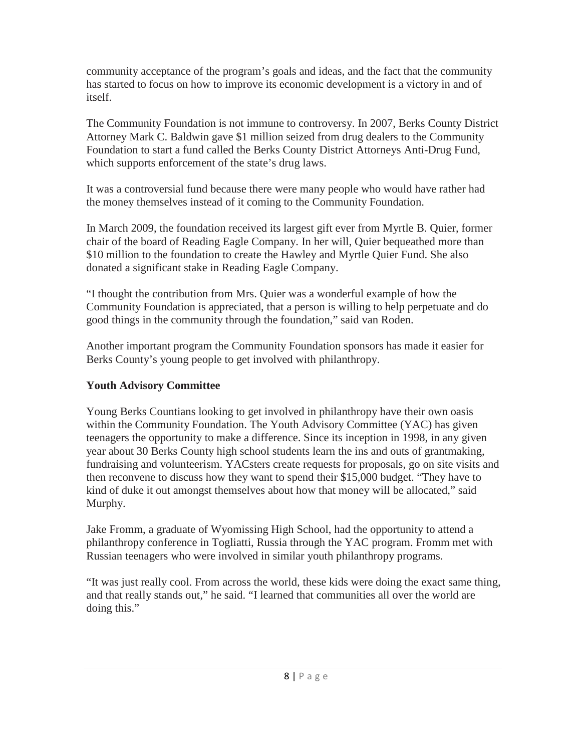community acceptance of the program's goals and ideas, and the fact that the community has started to focus on how to improve its economic development is a victory in and of itself.

The Community Foundation is not immune to controversy. In 2007, Berks County District Attorney Mark C. Baldwin gave $1 million seized from drug dealers to the Community Foundation to start a fund called the Berks County District Attorneys Anti-Drug Fund, which supports enforcement of the state's drug laws.

It was a controversial fund because there were many people who would have rather had the money themselves instead of it coming to the Community Foundation.

In March 2009, the foundation received its largest gift ever from Myrtle B. Quier, former chair of the board of Reading Eagle Company. In her will, Quier bequeathed more than $10 million to the foundation to create the Hawley and Myrtle Quier Fund. She also donated a significant stake in Reading Eagle Company.

"I thought the contribution from Mrs. Quier was a wonderful example of how the Community Foundation is appreciated, that a person is willing to help perpetuate and do good things in the community through the foundation," said van Roden.

Another important program the Community Foundation sponsors has made it easier for Berks County's young people to get involved with philanthropy.

**Youth Advisory Committee**

Young Berks Countians looking to get involved in philanthropy have their own oasis within the Community Foundation. The Youth Advisory Committee (YAC) has given teenagers the opportunity to make a difference. Since its inception in 1998, in any given year about 30 Berks County high school students learn the ins and outs of grantmaking, fundraising and volunteerism. YACsters create requests for proposals, go on site visits and then reconvene to discuss how they want to spend their $15,000 budget. "They have to kind of duke it out amongst themselves about how that money will be allocated," said Murphy.

Jake Fromm, a graduate of Wyomissing High School, had the opportunity to attend a philanthropy conference in Togliatti, Russia through the YAC program. Fromm met with Russian teenagers who were involved in similar youth philanthropy programs.

"It was just really cool. From across the world, these kids were doing the exact same thing, and that really stands out," he said. "I learned that communities all over the world are doing this."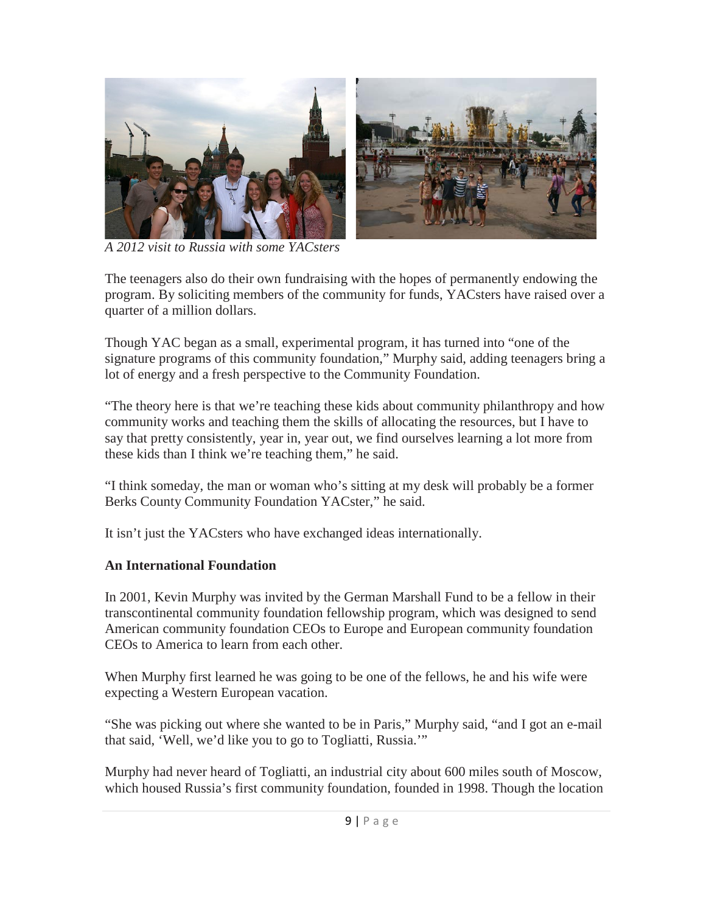*A 2012 visit to Russia with some YACsters*

The teenagers also do their own fundraising with the hopes of permanently endowing the program. By soliciting members of the community for funds, YACsters have raised over a quarter of a million dollars.

Though YAC began as a small, experimental program, it has turned into "one of the signature programs of this community foundation," Murphy said, adding teenagers bring a lot of energy and a fresh perspective to the Community Foundation.

"The theory here is that we're teaching these kids about community philanthropy and how community works and teaching them the skills of allocating the resources, but I have to say that pretty consistently, year in, year out, we find ourselves learning a lot more from these kids than I think we're teaching them," he said.

"I think someday, the man or woman who's sitting at my desk will probably be a former Berks County Community Foundation YACster," he said.

It isn't just the YACsters who have exchanged ideas internationally.

**An International Foundation**

In 2001, Kevin Murphy was invited by the German Marshall Fund to be a fellow in their transcontinental community foundation fellowship program, which was designed to send American community foundation CEOs to Europe and European community foundation CEOs to America to learn from each other.

When Murphy first learned he was going to be one of the fellows, he and his wife were expecting a Western European vacation.

"She was picking out where she wanted to be in Paris," Murphy said, "and I got an e-mail that said, 'Well, we'd like you to go to Togliatti, Russia.'"

Murphy had never heard of Togliatti, an industrial city about 600 miles south of Moscow, which housed Russia's first community foundation, founded in 1998. Though the location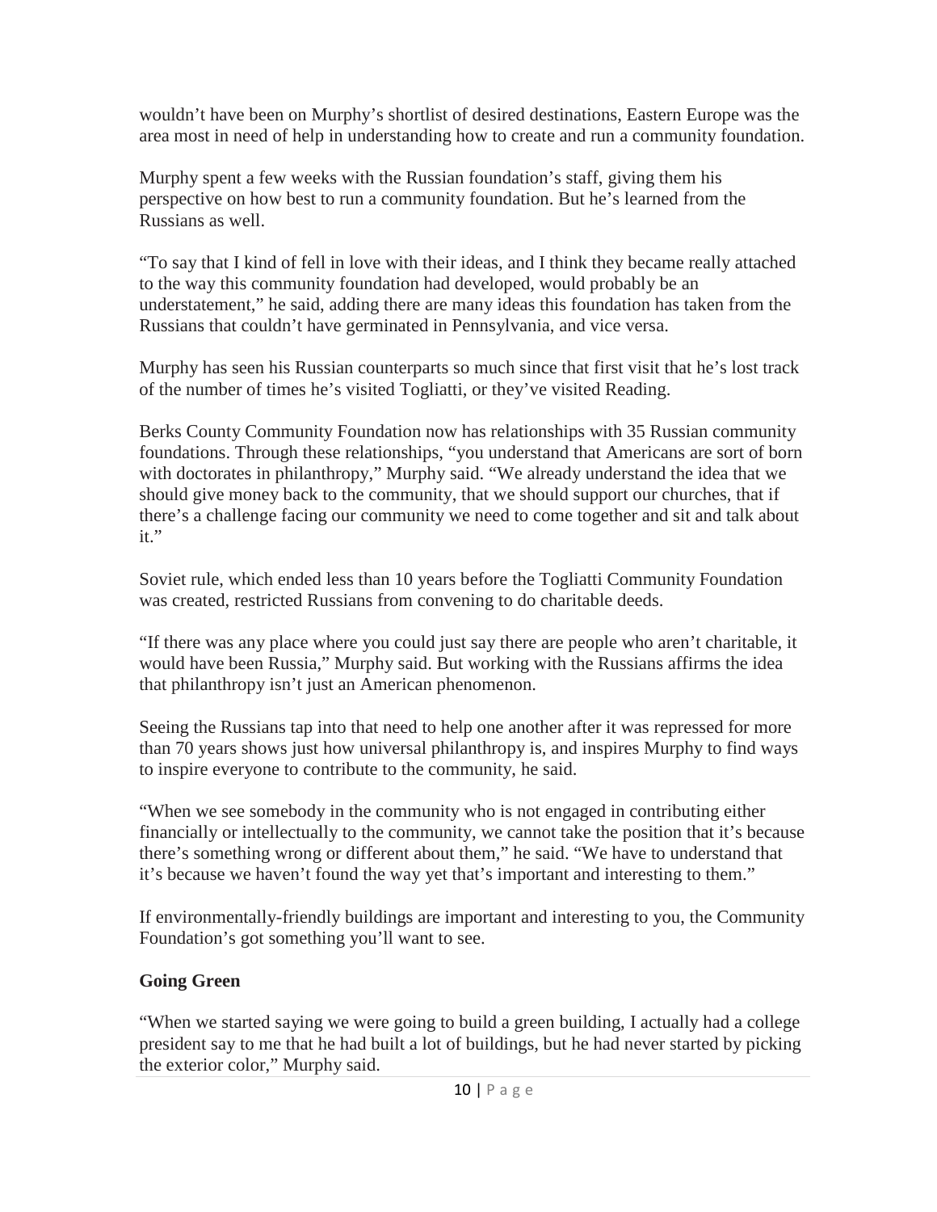wouldn’t have been on Murphy’s shortlist of desired destinations, Eastern Europe was the area most in need of help in understanding how to create and run a community foundation.

Murphy spent a few weeks with the Russian foundation’s staff, giving them his perspective on how best to run a community foundation. But he’s learned from the Russians as well.

“To say that I kind of fell in love with their ideas, and I think they became really attached to the way this community foundation had developed, would probably be an understatement,” he said, adding there are many ideas this foundation has taken from the Russians that couldn’t have germinated in Pennsylvania, and vice versa.

Murphy has seen his Russian counterparts so much since that first visit that he’s lost track of the number of times he’s visited Togliatti, or they’ve visited Reading.

Berks County Community Foundation now has relationships with 35 Russian community foundations. Through these relationships, “you understand that Americans are sort of born with doctorates in philanthropy,” Murphy said. “We already understand the idea that we should give money back to the community, that we should support our churches, that if there’s a challenge facing our community we need to come together and sit and talk about it.”

Soviet rule, which ended less than 10 years before the Togliatti Community Foundation was created, restricted Russians from convening to do charitable deeds.

“If there was any place where you could just say there are people who aren’t charitable, it would have been Russia,” Murphy said. But working with the Russians affirms the idea that philanthropy isn’t just an American phenomenon.

Seeing the Russians tap into that need to help one another after it was repressed for more than 70 years shows just how universal philanthropy is, and inspires Murphy to find ways to inspire everyone to contribute to the community, he said.

“When we see somebody in the community who is not engaged in contributing either financially or intellectually to the community, we cannot take the position that it’s because there’s something wrong or different about them,” he said. “We have to understand that it’s because we haven’t found the way yet that’s important and interesting to them.”

If environmentally-friendly buildings are important and interesting to you, the Community Foundation’s got something you’ll want to see.

**Going Green**

“When we started saying we were going to build a green building, I actually had a college president say to me that he had built a lot of buildings, but he had never started by picking the exterior color,” Murphy said.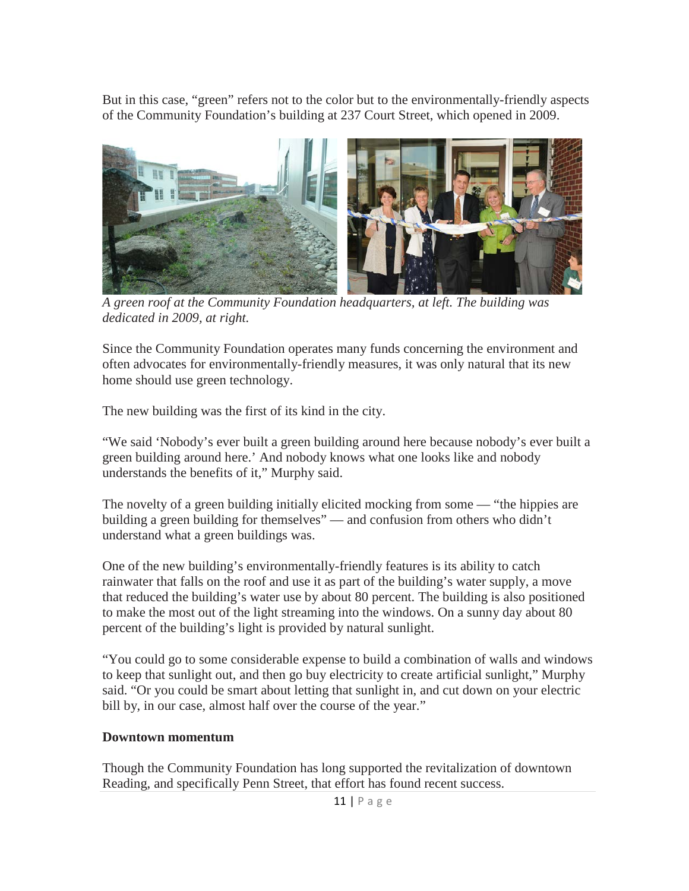But in this case, "green" refers not to the color but to the environmentally-friendly aspects of the Community Foundation's building at 237 Court Street, which opened in 2009.

*A green roof at the Community Foundation headquarters, at left. The building was dedicated in 2009, at right.*

Since the Community Foundation operates many funds concerning the environment and often advocates for environmentally-friendly measures, it was only natural that its new home should use green technology.

The new building was the first of its kind in the city.

"We said 'Nobody's ever built a green building around here because nobody's ever built a green building around here.' And nobody knows what one looks like and nobody understands the benefits of it," Murphy said.

The novelty of a green building initially elicited mocking from some — "the hippies are building a green building for themselves" — and confusion from others who didn't understand what a green buildings was.

One of the new building's environmentally-friendly features is its ability to catch rainwater that falls on the roof and use it as part of the building's water supply, a move that reduced the building's water use by about 80 percent. The building is also positioned to make the most out of the light streaming into the windows. On a sunny day about 80 percent of the building's light is provided by natural sunlight.

"You could go to some considerable expense to build a combination of walls and windows to keep that sunlight out, and then go buy electricity to create artificial sunlight," Murphy said. "Or you could be smart about letting that sunlight in, and cut down on your electric bill by, in our case, almost half over the course of the year."

**Downtown momentum**

Though the Community Foundation has long supported the revitalization of downtown Reading, and specifically Penn Street, that effort has found recent success.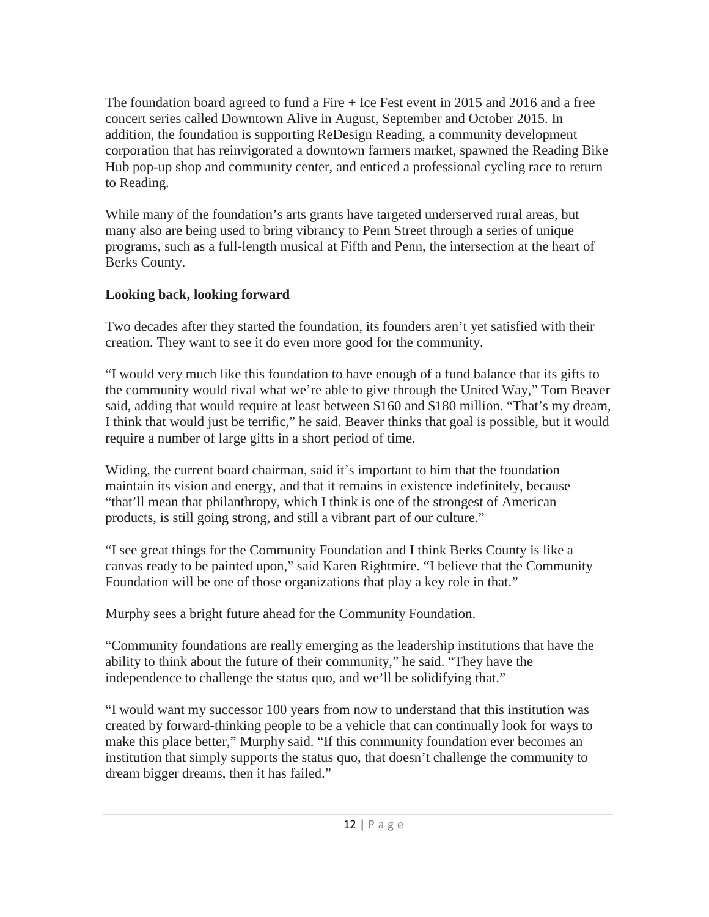The foundation board agreed to fund a Fire + Ice Fest event in 2015 and 2016 and a free concert series called Downtown Alive in August, September and October 2015. In addition, the foundation is supporting ReDesign Reading, a community development corporation that has reinvigorated a downtown farmers market, spawned the Reading Bike Hub pop-up shop and community center, and enticed a professional cycling race to return to Reading.

While many of the foundation's arts grants have targeted underserved rural areas, but many also are being used to bring vibrancy to Penn Street through a series of unique programs, such as a full-length musical at Fifth and Penn, the intersection at the heart of Berks County.

**Looking back, looking forward**

Two decades after they started the foundation, its founders aren't yet satisfied with their creation. They want to see it do even more good for the community.

"I would very much like this foundation to have enough of a fund balance that its gifts to the community would rival what we're able to give through the United Way," Tom Beaver said, adding that would require at least between $160 and $180 million. "That's my dream, I think that would just be terrific," he said. Beaver thinks that goal is possible, but it would require a number of large gifts in a short period of time.

Widing, the current board chairman, said it's important to him that the foundation maintain its vision and energy, and that it remains in existence indefinitely, because "that'll mean that philanthropy, which I think is one of the strongest of American products, is still going strong, and still a vibrant part of our culture."

"I see great things for the Community Foundation and I think Berks County is like a canvas ready to be painted upon," said Karen Rightmire. "I believe that the Community Foundation will be one of those organizations that play a key role in that."

Murphy sees a bright future ahead for the Community Foundation.

"Community foundations are really emerging as the leadership institutions that have the ability to think about the future of their community," he said. "They have the independence to challenge the status quo, and we'll be solidifying that."

"I would want my successor 100 years from now to understand that this institution was created by forward-thinking people to be a vehicle that can continually look for ways to make this place better," Murphy said. "If this community foundation ever becomes an institution that simply supports the status quo, that doesn't challenge the community to dream bigger dreams, then it has failed."